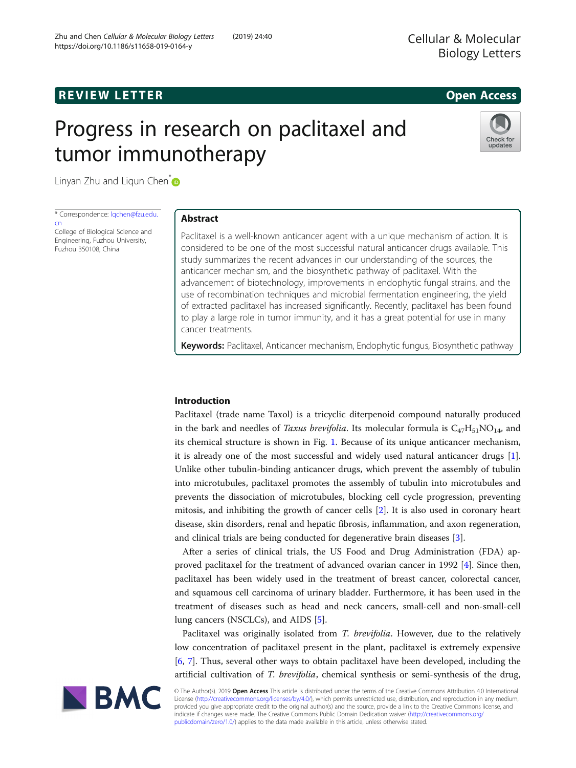REVIEW LETTER

Open Access

# Progress in research on paclitaxel and tumor immunotherapy

Linyan Zhu and Liqun Chen*

* Correspondence: lqchen@fzu.edu.cn
College of Biological Science and Engineering, Fuzhou University, Fuzhou 350108, China

## Abstract

Paclitaxel is a well-known anticancer agent with a unique mechanism of action. It is considered to be one of the most successful natural anticancer drugs available. This study summarizes the recent advances in our understanding of the sources, the anticancer mechanism, and the biosynthetic pathway of paclitaxel. With the advancement of biotechnology, improvements in endophytic fungal strains, and the use of recombination techniques and microbial fermentation engineering, the yield of extracted paclitaxel has increased significantly. Recently, paclitaxel has been found to play a large role in tumor immunity, and it has a great potential for use in many cancer treatments.

**Keywords:** Paclitaxel, Anticancer mechanism, Endophytic fungus, Biosynthetic pathway

## Introduction

Paclitaxel (trade name Taxol) is a tricyclic diterpenoid compound naturally produced in the bark and needles of *Taxus brevifolia*. Its molecular formula is $C_{47}H_{51}NO_{14}$, and its chemical structure is shown in Fig. 1. Because of its unique anticancer mechanism, it is already one of the most successful and widely used natural anticancer drugs [1]. Unlike other tubulin-binding anticancer drugs, which prevent the assembly of tubulin into microtubules, paclitaxel promotes the assembly of tubulin into microtubules and prevents the dissociation of microtubules, blocking cell cycle progression, preventing mitosis, and inhibiting the growth of cancer cells [2]. It is also used in coronary heart disease, skin disorders, renal and hepatic fibrosis, inflammation, and axon regeneration, and clinical trials are being conducted for degenerative brain diseases [3].

After a series of clinical trials, the US Food and Drug Administration (FDA) approved paclitaxel for the treatment of advanced ovarian cancer in 1992 [4]. Since then, paclitaxel has been widely used in the treatment of breast cancer, colorectal cancer, and squamous cell carcinoma of urinary bladder. Furthermore, it has been used in the treatment of diseases such as head and neck cancers, small-cell and non-small-cell lung cancers (NSCLCs), and AIDS [5].

Paclitaxel was originally isolated from *T. brevifolia*. However, due to the relatively low concentration of paclitaxel present in the plant, paclitaxel is extremely expensive [6, 7]. Thus, several other ways to obtain paclitaxel have been developed, including the artificial cultivation of *T. brevifolia*, chemical synthesis or semi-synthesis of the drug,

© The Author(s). 2019 **Open Access** This article is distributed under the terms of the Creative Commons Attribution 4.0 International License (http://creativecommons.org/licenses/by/4.0/), which permits unrestricted use, distribution, and reproduction in any medium, provided you give appropriate credit to the original author(s) and the source, provide a link to the Creative Commons license, and indicate if changes were made. The Creative Commons Public Domain Dedication waiver (http://creativecommons.org/publicdomain/zero/1.0/) applies to the data made available in this article, unless otherwise stated.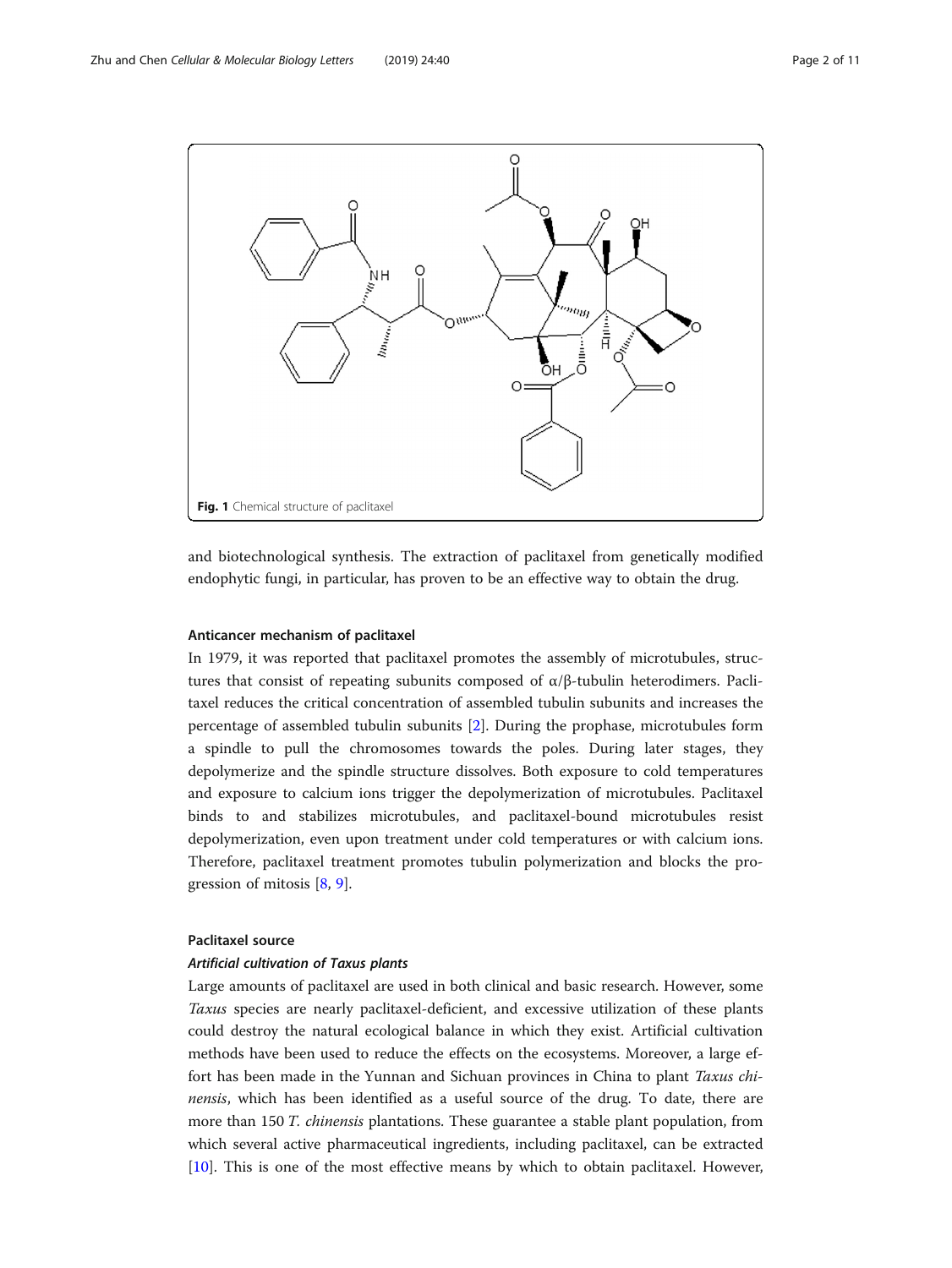Fig. 1 Chemical structure of paclitaxel

and biotechnological synthesis. The extraction of paclitaxel from genetically modified endophytic fungi, in particular, has proven to be an effective way to obtain the drug.

### Anticancer mechanism of paclitaxel

In 1979, it was reported that paclitaxel promotes the assembly of microtubules, structures that consist of repeating subunits composed of α/β-tubulin heterodimers. Paclitaxel reduces the critical concentration of assembled tubulin subunits and increases the percentage of assembled tubulin subunits [2]. During the prophase, microtubules form a spindle to pull the chromosomes towards the poles. During later stages, they depolymerize and the spindle structure dissolves. Both exposure to cold temperatures and exposure to calcium ions trigger the depolymerization of microtubules. Paclitaxel binds to and stabilizes microtubules, and paclitaxel-bound microtubules resist depolymerization, even upon treatment under cold temperatures or with calcium ions. Therefore, paclitaxel treatment promotes tubulin polymerization and blocks the progression of mitosis [8, 9].

### Paclitaxel source

#### *Artificial cultivation of Taxus plants*

Large amounts of paclitaxel are used in both clinical and basic research. However, some *Taxus* species are nearly paclitaxel-deficient, and excessive utilization of these plants could destroy the natural ecological balance in which they exist. Artificial cultivation methods have been used to reduce the effects on the ecosystems. Moreover, a large effort has been made in the Yunnan and Sichuan provinces in China to plant *Taxus chinensis*, which has been identified as a useful source of the drug. To date, there are more than 150 *T. chinensis* plantations. These guarantee a stable plant population, from which several active pharmaceutical ingredients, including paclitaxel, can be extracted [10]. This is one of the most effective means by which to obtain paclitaxel. However,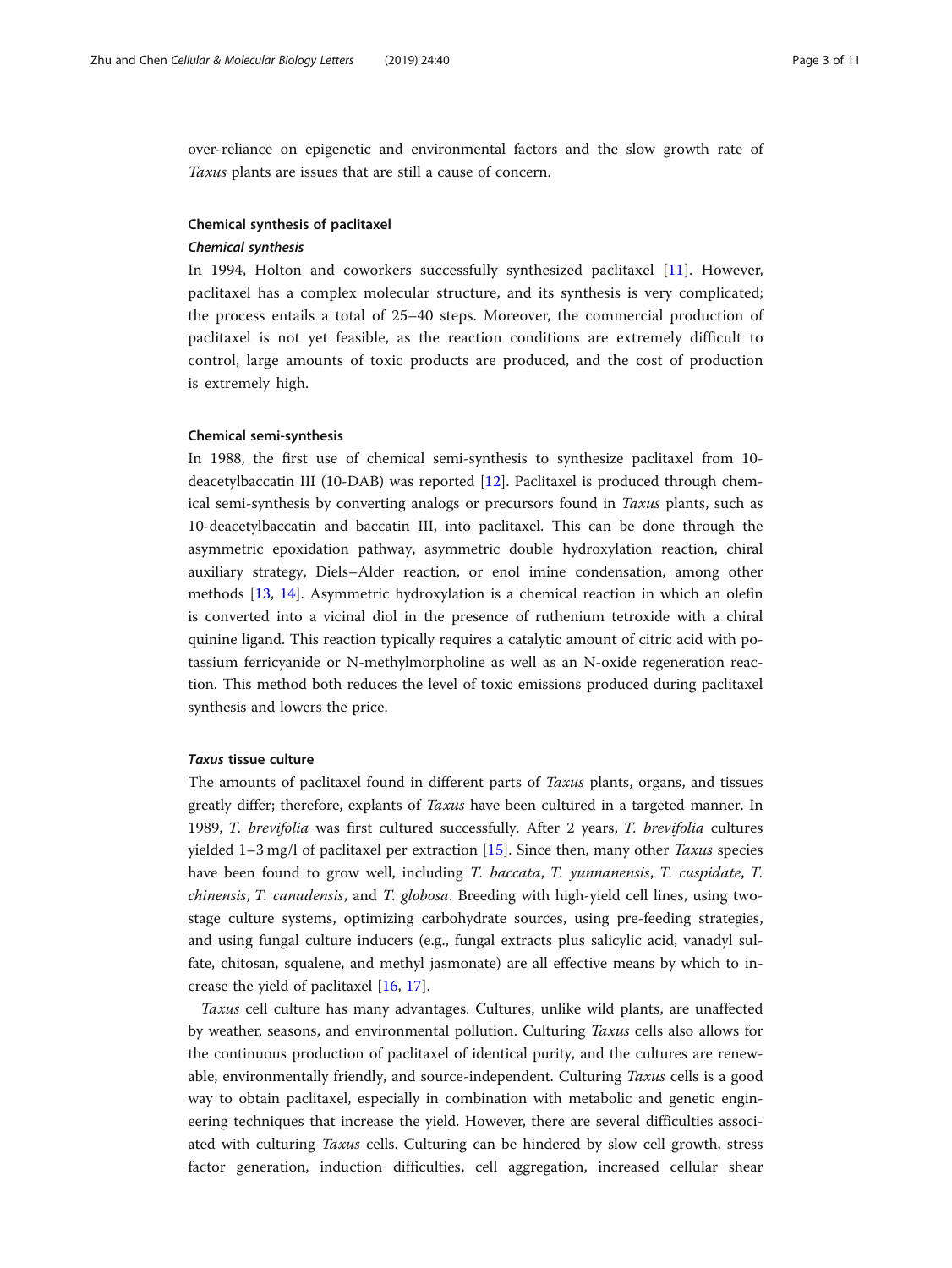over-reliance on epigenetic and environmental factors and the slow growth rate of *Taxus* plants are issues that are still a cause of concern.

## Chemical synthesis of paclitaxel

### *Chemical synthesis*

In 1994, Holton and coworkers successfully synthesized paclitaxel [11]. However, paclitaxel has a complex molecular structure, and its synthesis is very complicated; the process entails a total of 25–40 steps. Moreover, the commercial production of paclitaxel is not yet feasible, as the reaction conditions are extremely difficult to control, large amounts of toxic products are produced, and the cost of production is extremely high.

### Chemical semi-synthesis

In 1988, the first use of chemical semi-synthesis to synthesize paclitaxel from 10-deacetylbaccatin III (10-DAB) was reported [12]. Paclitaxel is produced through chemical semi-synthesis by converting analogs or precursors found in *Taxus* plants, such as 10-deacetylbaccatin and baccatin III, into paclitaxel. This can be done through the asymmetric epoxidation pathway, asymmetric double hydroxylation reaction, chiral auxiliary strategy, Diels–Alder reaction, or enol imine condensation, among other methods [13, 14]. Asymmetric hydroxylation is a chemical reaction in which an olefin is converted into a vicinal diol in the presence of ruthenium tetroxide with a chiral quinine ligand. This reaction typically requires a catalytic amount of citric acid with potassium ferricyanide or N-methylmorpholine as well as an N-oxide regeneration reaction. This method both reduces the level of toxic emissions produced during paclitaxel synthesis and lowers the price.

### *Taxus* tissue culture

The amounts of paclitaxel found in different parts of *Taxus* plants, organs, and tissues greatly differ; therefore, explants of *Taxus* have been cultured in a targeted manner. In 1989, *T. brevifolia* was first cultured successfully. After 2 years, *T. brevifolia* cultures yielded 1–3 mg/l of paclitaxel per extraction [15]. Since then, many other *Taxus* species have been found to grow well, including *T. baccata*, *T. yunnanensis*, *T. cuspidate*, *T. chinensis*, *T. canadensis*, and *T. globosa*. Breeding with high-yield cell lines, using two-stage culture systems, optimizing carbohydrate sources, using pre-feeding strategies, and using fungal culture inducers (e.g., fungal extracts plus salicylic acid, vanadyl sulfate, chitosan, squalene, and methyl jasmonate) are all effective means by which to increase the yield of paclitaxel [16, 17].

*Taxus* cell culture has many advantages. Cultures, unlike wild plants, are unaffected by weather, seasons, and environmental pollution. Culturing *Taxus* cells also allows for the continuous production of paclitaxel of identical purity, and the cultures are renewable, environmentally friendly, and source-independent. Culturing *Taxus* cells is a good way to obtain paclitaxel, especially in combination with metabolic and genetic engineering techniques that increase the yield. However, there are several difficulties associated with culturing *Taxus* cells. Culturing can be hindered by slow cell growth, stress factor generation, induction difficulties, cell aggregation, increased cellular shear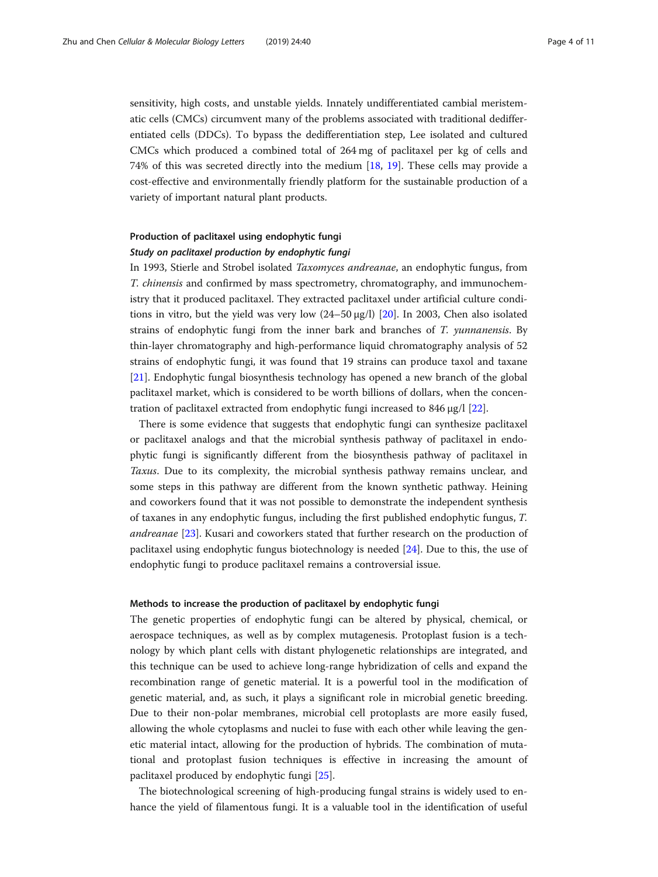sensitivity, high costs, and unstable yields. Innately undifferentiated cambial meristematic cells (CMCs) circumvent many of the problems associated with traditional dedifferentiated cells (DDCs). To bypass the dedifferentiation step, Lee isolated and cultured CMCs which produced a combined total of 264 mg of paclitaxel per kg of cells and 74% of this was secreted directly into the medium [18, 19]. These cells may provide a cost-effective and environmentally friendly platform for the sustainable production of a variety of important natural plant products.

### Production of paclitaxel using endophytic fungi

#### *Study on paclitaxel production by endophytic fungi*

In 1993, Stierle and Strobel isolated *Taxomyces andreanae*, an endophytic fungus, from *T. chinensis* and confirmed by mass spectrometry, chromatography, and immunochemistry that it produced paclitaxel. They extracted paclitaxel under artificial culture conditions in vitro, but the yield was very low (24–50 μg/l) [20]. In 2003, Chen also isolated strains of endophytic fungi from the inner bark and branches of *T. yunnanensis*. By thin-layer chromatography and high-performance liquid chromatography analysis of 52 strains of endophytic fungi, it was found that 19 strains can produce taxol and taxane [21]. Endophytic fungal biosynthesis technology has opened a new branch of the global paclitaxel market, which is considered to be worth billions of dollars, when the concentration of paclitaxel extracted from endophytic fungi increased to 846 μg/l [22].

There is some evidence that suggests that endophytic fungi can synthesize paclitaxel or paclitaxel analogs and that the microbial synthesis pathway of paclitaxel in endophytic fungi is significantly different from the biosynthesis pathway of paclitaxel in *Taxus*. Due to its complexity, the microbial synthesis pathway remains unclear, and some steps in this pathway are different from the known synthetic pathway. Heining and coworkers found that it was not possible to demonstrate the independent synthesis of taxanes in any endophytic fungus, including the first published endophytic fungus, *T. andreanae* [23]. Kusari and coworkers stated that further research on the production of paclitaxel using endophytic fungus biotechnology is needed [24]. Due to this, the use of endophytic fungi to produce paclitaxel remains a controversial issue.

### Methods to increase the production of paclitaxel by endophytic fungi

The genetic properties of endophytic fungi can be altered by physical, chemical, or aerospace techniques, as well as by complex mutagenesis. Protoplast fusion is a technology by which plant cells with distant phylogenetic relationships are integrated, and this technique can be used to achieve long-range hybridization of cells and expand the recombination range of genetic material. It is a powerful tool in the modification of genetic material, and, as such, it plays a significant role in microbial genetic breeding. Due to their non-polar membranes, microbial cell protoplasts are more easily fused, allowing the whole cytoplasms and nuclei to fuse with each other while leaving the genetic material intact, allowing for the production of hybrids. The combination of mutational and protoplast fusion techniques is effective in increasing the amount of paclitaxel produced by endophytic fungi [25].

The biotechnological screening of high-producing fungal strains is widely used to enhance the yield of filamentous fungi. It is a valuable tool in the identification of useful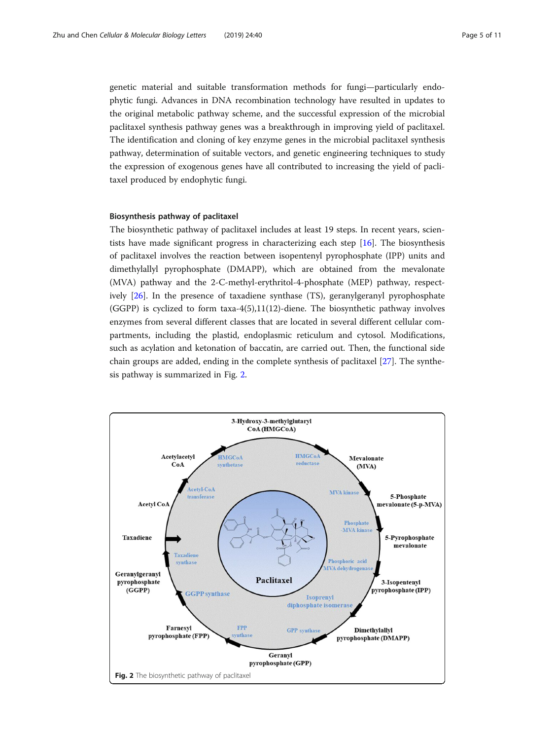genetic material and suitable transformation methods for fungi—particularly endophytic fungi. Advances in DNA recombination technology have resulted in updates to the original metabolic pathway scheme, and the successful expression of the microbial paclitaxel synthesis pathway genes was a breakthrough in improving yield of paclitaxel. The identification and cloning of key enzyme genes in the microbial paclitaxel synthesis pathway, determination of suitable vectors, and genetic engineering techniques to study the expression of exogenous genes have all contributed to increasing the yield of paclitaxel produced by endophytic fungi.

## Biosynthesis pathway of paclitaxel

The biosynthetic pathway of paclitaxel includes at least 19 steps. In recent years, scientists have made significant progress in characterizing each step [16]. The biosynthesis of paclitaxel involves the reaction between isopentenyl pyrophosphate (IPP) units and dimethylallyl pyrophosphate (DMAPP), which are obtained from the mevalonate (MVA) pathway and the 2-C-methyl-erythritol-4-phosphate (MEP) pathway, respectively [26]. In the presence of taxadiene synthase (TS), geranylgeranyl pyrophosphate (GGPP) is cyclized to form taxa-4(5),11(12)-diene. The biosynthetic pathway involves enzymes from several different classes that are located in several different cellular compartments, including the plastid, endoplasmic reticulum and cytosol. Modifications, such as acylation and ketonation of baccatin, are carried out. Then, the functional side chain groups are added, ending in the complete synthesis of paclitaxel [27]. The synthesis pathway is summarized in Fig. 2.

**Fig. 2** The biosynthetic pathway of paclitaxel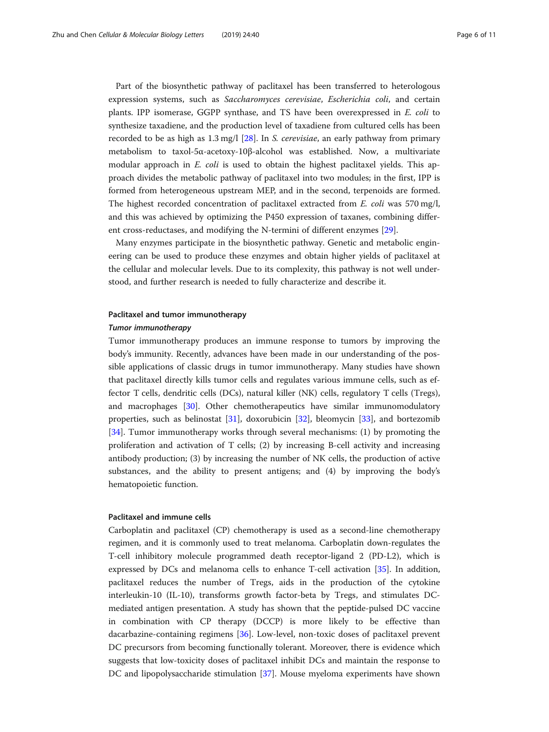Part of the biosynthetic pathway of paclitaxel has been transferred to heterologous expression systems, such as *Saccharomyces cerevisiae*, *Escherichia coli*, and certain plants. IPP isomerase, GGPP synthase, and TS have been overexpressed in *E. coli* to synthesize taxadiene, and the production level of taxadiene from cultured cells has been recorded to be as high as 1.3 mg/l [28]. In *S. cerevisiae*, an early pathway from primary metabolism to taxol-5α-acetoxy-10β-alcohol was established. Now, a multivariate modular approach in *E. coli* is used to obtain the highest paclitaxel yields. This approach divides the metabolic pathway of paclitaxel into two modules; in the first, IPP is formed from heterogeneous upstream MEP, and in the second, terpenoids are formed. The highest recorded concentration of paclitaxel extracted from *E. coli* was 570 mg/l, and this was achieved by optimizing the P450 expression of taxanes, combining different cross-reductases, and modifying the N-termini of different enzymes [29].

Many enzymes participate in the biosynthetic pathway. Genetic and metabolic engineering can be used to produce these enzymes and obtain higher yields of paclitaxel at the cellular and molecular levels. Due to its complexity, this pathway is not well understood, and further research is needed to fully characterize and describe it.

## Paclitaxel and tumor immunotherapy

### *Tumor immunotherapy*

Tumor immunotherapy produces an immune response to tumors by improving the body's immunity. Recently, advances have been made in our understanding of the possible applications of classic drugs in tumor immunotherapy. Many studies have shown that paclitaxel directly kills tumor cells and regulates various immune cells, such as effector T cells, dendritic cells (DCs), natural killer (NK) cells, regulatory T cells (Tregs), and macrophages [30]. Other chemotherapeutics have similar immunomodulatory properties, such as belinostat [31], doxorubicin [32], bleomycin [33], and bortezomib [34]. Tumor immunotherapy works through several mechanisms: (1) by promoting the proliferation and activation of T cells; (2) by increasing B-cell activity and increasing antibody production; (3) by increasing the number of NK cells, the production of active substances, and the ability to present antigens; and (4) by improving the body's hematopoietic function.

## Paclitaxel and immune cells

Carboplatin and paclitaxel (CP) chemotherapy is used as a second-line chemotherapy regimen, and it is commonly used to treat melanoma. Carboplatin down-regulates the T-cell inhibitory molecule programmed death receptor-ligand 2 (PD-L2), which is expressed by DCs and melanoma cells to enhance T-cell activation [35]. In addition, paclitaxel reduces the number of Tregs, aids in the production of the cytokine interleukin-10 (IL-10), transforms growth factor-beta by Tregs, and stimulates DC-mediated antigen presentation. A study has shown that the peptide-pulsed DC vaccine in combination with CP therapy (DCCP) is more likely to be effective than dacarbazine-containing regimens [36]. Low-level, non-toxic doses of paclitaxel prevent DC precursors from becoming functionally tolerant. Moreover, there is evidence which suggests that low-toxicity doses of paclitaxel inhibit DCs and maintain the response to DC and lipopolysaccharide stimulation [37]. Mouse myeloma experiments have shown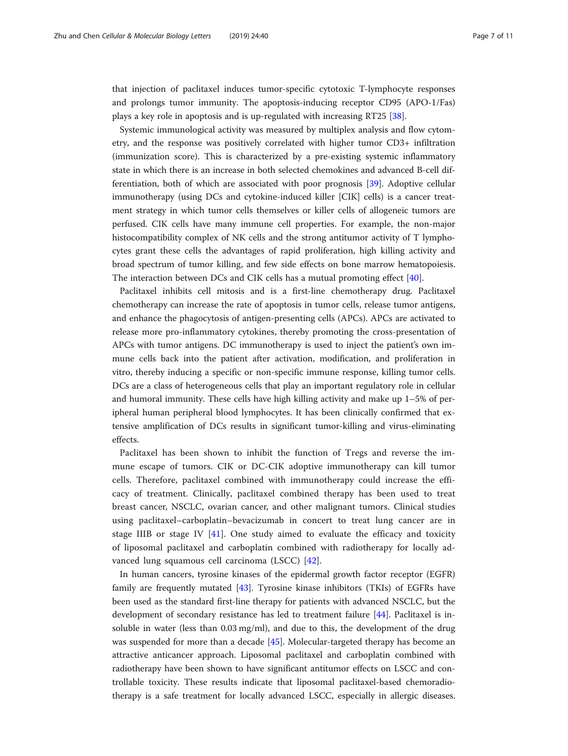that injection of paclitaxel induces tumor-specific cytotoxic T-lymphocyte responses and prolongs tumor immunity. The apoptosis-inducing receptor CD95 (APO-1/Fas) plays a key role in apoptosis and is up-regulated with increasing RT25 [38].

Systemic immunological activity was measured by multiplex analysis and flow cytometry, and the response was positively correlated with higher tumor CD3+ infiltration (immunization score). This is characterized by a pre-existing systemic inflammatory state in which there is an increase in both selected chemokines and advanced B-cell differentiation, both of which are associated with poor prognosis [39]. Adoptive cellular immunotherapy (using DCs and cytokine-induced killer [CIK] cells) is a cancer treatment strategy in which tumor cells themselves or killer cells of allogeneic tumors are perfused. CIK cells have many immune cell properties. For example, the non-major histocompatibility complex of NK cells and the strong antitumor activity of T lymphocytes grant these cells the advantages of rapid proliferation, high killing activity and broad spectrum of tumor killing, and few side effects on bone marrow hematopoiesis. The interaction between DCs and CIK cells has a mutual promoting effect [40].

Paclitaxel inhibits cell mitosis and is a first-line chemotherapy drug. Paclitaxel chemotherapy can increase the rate of apoptosis in tumor cells, release tumor antigens, and enhance the phagocytosis of antigen-presenting cells (APCs). APCs are activated to release more pro-inflammatory cytokines, thereby promoting the cross-presentation of APCs with tumor antigens. DC immunotherapy is used to inject the patient's own immune cells back into the patient after activation, modification, and proliferation in vitro, thereby inducing a specific or non-specific immune response, killing tumor cells. DCs are a class of heterogeneous cells that play an important regulatory role in cellular and humoral immunity. These cells have high killing activity and make up 1–5% of peripheral human peripheral blood lymphocytes. It has been clinically confirmed that extensive amplification of DCs results in significant tumor-killing and virus-eliminating effects.

Paclitaxel has been shown to inhibit the function of Tregs and reverse the immune escape of tumors. CIK or DC-CIK adoptive immunotherapy can kill tumor cells. Therefore, paclitaxel combined with immunotherapy could increase the efficacy of treatment. Clinically, paclitaxel combined therapy has been used to treat breast cancer, NSCLC, ovarian cancer, and other malignant tumors. Clinical studies using paclitaxel–carboplatin–bevacizumab in concert to treat lung cancer are in stage IIIB or stage IV [41]. One study aimed to evaluate the efficacy and toxicity of liposomal paclitaxel and carboplatin combined with radiotherapy for locally advanced lung squamous cell carcinoma (LSCC) [42].

In human cancers, tyrosine kinases of the epidermal growth factor receptor (EGFR) family are frequently mutated [43]. Tyrosine kinase inhibitors (TKIs) of EGFRs have been used as the standard first-line therapy for patients with advanced NSCLC, but the development of secondary resistance has led to treatment failure [44]. Paclitaxel is insoluble in water (less than 0.03 mg/ml), and due to this, the development of the drug was suspended for more than a decade [45]. Molecular-targeted therapy has become an attractive anticancer approach. Liposomal paclitaxel and carboplatin combined with radiotherapy have been shown to have significant antitumor effects on LSCC and controllable toxicity. These results indicate that liposomal paclitaxel-based chemoradiotherapy is a safe treatment for locally advanced LSCC, especially in allergic diseases.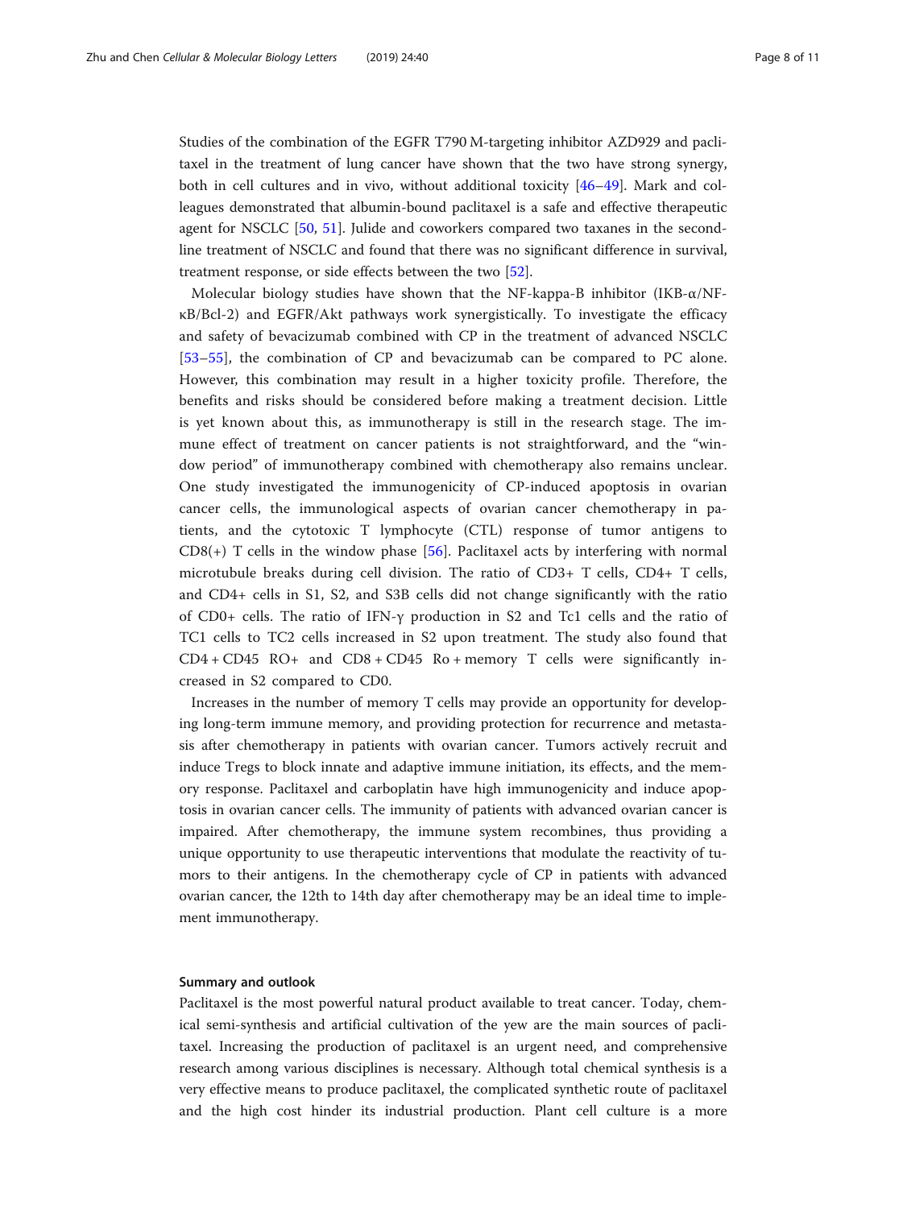Studies of the combination of the EGFR T790 M-targeting inhibitor AZD929 and paclitaxel in the treatment of lung cancer have shown that the two have strong synergy, both in cell cultures and in vivo, without additional toxicity [46–49]. Mark and colleagues demonstrated that albumin-bound paclitaxel is a safe and effective therapeutic agent for NSCLC [50, 51]. Julide and coworkers compared two taxanes in the second-line treatment of NSCLC and found that there was no significant difference in survival, treatment response, or side effects between the two [52].

Molecular biology studies have shown that the NF-kappa-B inhibitor (IKB-α/NF-κB/Bcl-2) and EGFR/Akt pathways work synergistically. To investigate the efficacy and safety of bevacizumab combined with CP in the treatment of advanced NSCLC [53–55], the combination of CP and bevacizumab can be compared to PC alone. However, this combination may result in a higher toxicity profile. Therefore, the benefits and risks should be considered before making a treatment decision. Little is yet known about this, as immunotherapy is still in the research stage. The immune effect of treatment on cancer patients is not straightforward, and the "window period" of immunotherapy combined with chemotherapy also remains unclear. One study investigated the immunogenicity of CP-induced apoptosis in ovarian cancer cells, the immunological aspects of ovarian cancer chemotherapy in patients, and the cytotoxic T lymphocyte (CTL) response of tumor antigens to CD8(+) T cells in the window phase [56]. Paclitaxel acts by interfering with normal microtubule breaks during cell division. The ratio of CD3+ T cells, CD4+ T cells, and CD4+ cells in S1, S2, and S3B cells did not change significantly with the ratio of CD0+ cells. The ratio of IFN-γ production in S2 and Tc1 cells and the ratio of TC1 cells to TC2 cells increased in S2 upon treatment. The study also found that CD4 + CD45 RO+ and CD8 + CD45 Ro + memory T cells were significantly increased in S2 compared to CD0.

Increases in the number of memory T cells may provide an opportunity for developing long-term immune memory, and providing protection for recurrence and metastasis after chemotherapy in patients with ovarian cancer. Tumors actively recruit and induce Tregs to block innate and adaptive immune initiation, its effects, and the memory response. Paclitaxel and carboplatin have high immunogenicity and induce apoptosis in ovarian cancer cells. The immunity of patients with advanced ovarian cancer is impaired. After chemotherapy, the immune system recombines, thus providing a unique opportunity to use therapeutic interventions that modulate the reactivity of tumors to their antigens. In the chemotherapy cycle of CP in patients with advanced ovarian cancer, the 12th to 14th day after chemotherapy may be an ideal time to implement immunotherapy.

## Summary and outlook

Paclitaxel is the most powerful natural product available to treat cancer. Today, chemical semi-synthesis and artificial cultivation of the yew are the main sources of paclitaxel. Increasing the production of paclitaxel is an urgent need, and comprehensive research among various disciplines is necessary. Although total chemical synthesis is a very effective means to produce paclitaxel, the complicated synthetic route of paclitaxel and the high cost hinder its industrial production. Plant cell culture is a more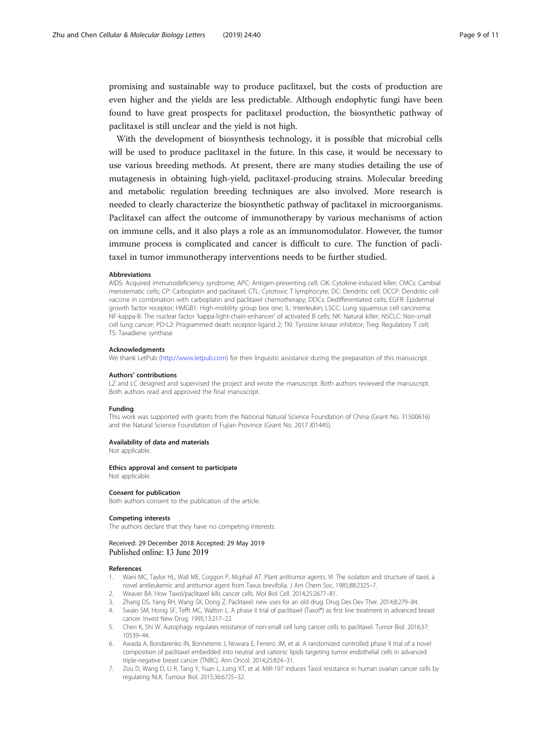promising and sustainable way to produce paclitaxel, but the costs of production are even higher and the yields are less predictable. Although endophytic fungi have been found to have great prospects for paclitaxel production, the biosynthetic pathway of paclitaxel is still unclear and the yield is not high.

With the development of biosynthesis technology, it is possible that microbial cells will be used to produce paclitaxel in the future. In this case, it would be necessary to use various breeding methods. At present, there are many studies detailing the use of mutagenesis in obtaining high-yield, paclitaxel-producing strains. Molecular breeding and metabolic regulation breeding techniques are also involved. More research is needed to clearly characterize the biosynthetic pathway of paclitaxel in microorganisms. Paclitaxel can affect the outcome of immunotherapy by various mechanisms of action on immune cells, and it also plays a role as an immunomodulator. However, the tumor immune process is complicated and cancer is difficult to cure. The function of paclitaxel in tumor immunotherapy interventions needs to be further studied.

#### Abbreviations

AIDS: Acquired immunodeficiency syndrome; APC: Antigen-presenting cell; CIK: Cytokine-induced killer; CMCs: Cambial meristematic cells; CP: Carboplatin and paclitaxel; CTL: Cytotoxic T lymphocyte; DC: Dendritic cell; DCCP: Dendritic cell vaccine in combination with carboplatin and paclitaxel chemotherapy; DDCs: Dedifferentiated cells; EGFR: Epidermal growth factor receptor; HMGB1: High-mobility group box one; IL: Interleukin; LSCC: Lung squamous cell carcinoma; NF-kappa-B: The nuclear factor 'kappa-light-chain-enhancer' of activated B cells; NK: Natural killer; NSCLC: Non-small cell lung cancer; PD-L2: Programmed death receptor-ligand 2; TKI: Tyrosine kinase inhibitor; Treg: Regulatory T cell; TS: Taxadiene synthase

#### Acknowledgments

We thank LetPub (http://www.letpub.com) for their linguistic assistance during the preparation of this manuscript.

#### Authors' contributions

LZ and LC designed and supervised the project and wrote the manuscript. Both authors reviewed the manuscript. Both authors read and approved the final manuscript.

#### Funding

This work was supported with grants from the National Natural Science Foundation of China (Grant No. 31500616) and the Natural Science Foundation of Fujian Province (Grant No. 2017 J01445).

#### Availability of data and materials

Not applicable.

#### Ethics approval and consent to participate

Not applicable.

#### Consent for publication

Both authors consent to the publication of the article.

#### Competing interests

The authors declare that they have no competing interests.

Received: 29 December 2018 Accepted: 29 May 2019
Published online: 13 June 2019

#### References

1. Wani MC, Taylor HL, Wall ME, Coggon P, Mcphail AT. Plant antitumor agents. VI. The isolation and structure of taxol, a novel antileukemic and antitumor agent from Taxus brevifolia. J Am Chem Soc. 1985;88:2325–7.
2. Weaver BA. How Taxol/paclitaxel kills cancer cells. Mol Biol Cell. 2014;25:2677–81.
3. Zhang DS, Yang RH, Wang SX, Dong Z. Paclitaxel: new uses for an old drug. Drug Des Dev Ther. 2014;8:279–84.
4. Swain SM, Honig SF, Tefft MC, Walton L. A phase II trial of paclitaxel (Taxol®) as first line treatment in advanced breast cancer. Invest New Drug. 1995;13:217–22.
5. Chen K, Shi W. Autophagy regulates resistance of non-small cell lung cancer cells to paclitaxel. Tumor Biol. 2016;37:10539–44.
6. Awada A, Bondarenko IN, Bonneterre J, Nowara E, Ferrero JM, et al. A randomized controlled phase II trial of a novel composition of paclitaxel embedded into neutral and cationic lipids targeting tumor endothelial cells in advanced triple-negative breast cancer (TNBC). Ann Oncol. 2014;25:824–31.
7. Zou D, Wang D, Li R, Tang Y, Yuan L, Long XT, et al. MiR-197 induces Taxol resistance in human ovarian cancer cells by regulating NLK. Tumour Biol. 2015;36:6725–32.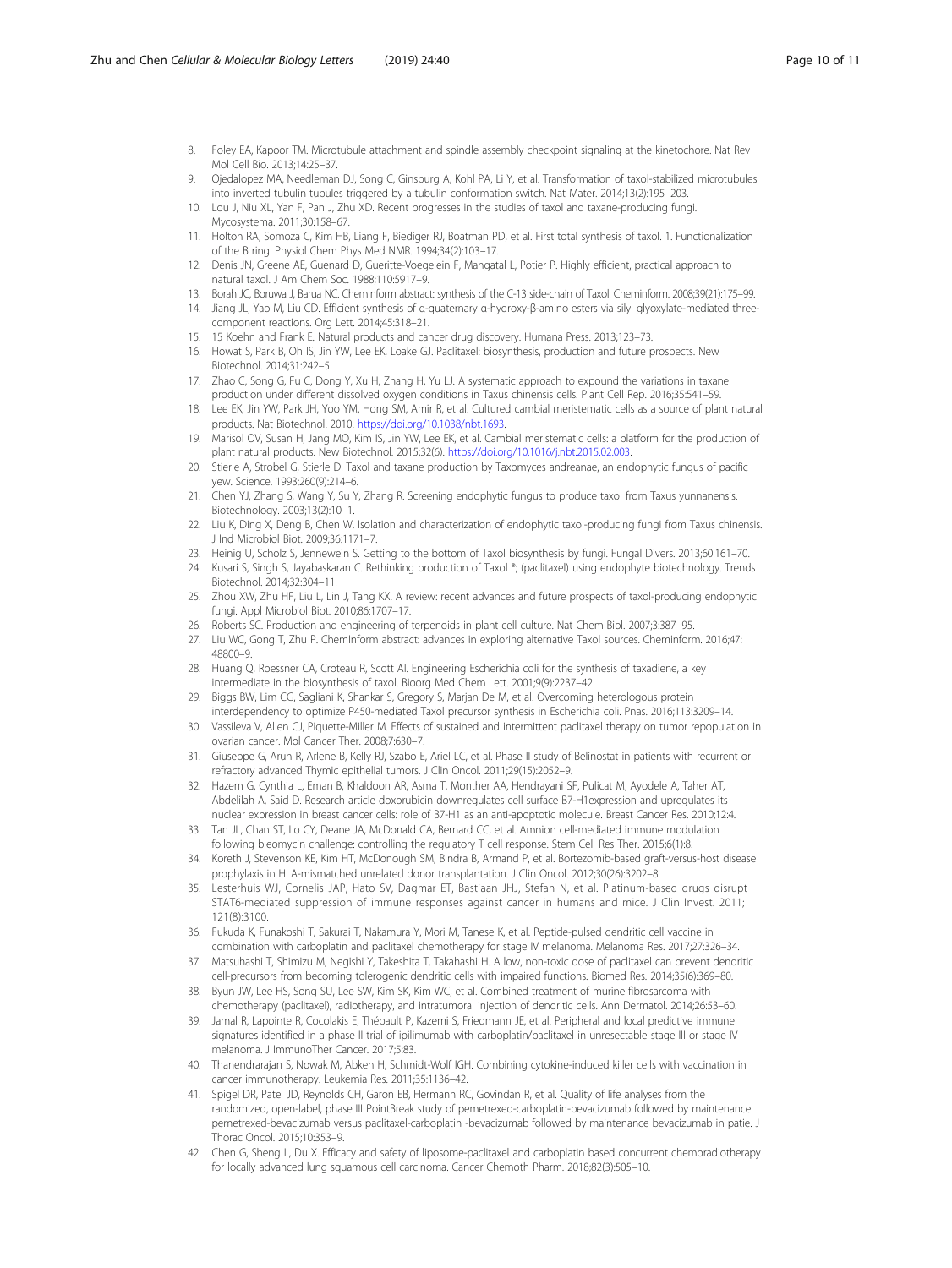8. Foley EA, Kapoor TM. Microtubule attachment and spindle assembly checkpoint signaling at the kinetochore. Nat Rev Mol Cell Bio. 2013;14:25–37.
9. Ojedalopez MA, Needleman DJ, Song C, Ginsburg A, Kohl PA, Li Y, et al. Transformation of taxol-stabilized microtubules into inverted tubulin tubules triggered by a tubulin conformation switch. Nat Mater. 2014;13(2):195–203.
10. Lou J, Niu XL, Yan F, Pan J, Zhu XD. Recent progresses in the studies of taxol and taxane-producing fungi. Mycosystema. 2011;30:158–67.
11. Holton RA, Somoza C, Kim HB, Liang F, Biediger RJ, Boatman PD, et al. First total synthesis of taxol. 1. Functionalization of the B ring. Physiol Chem Phys Med NMR. 1994;34(2):103–17.
12. Denis JN, Greene AE, Guenard D, Gueritte-Voegelein F, Mangatal L, Potier P. Highly efficient, practical approach to natural taxol. J Am Chem Soc. 1988;110:5917–9.
13. Borah JC, Boruwa J, Barua NC. ChemInform abstract: synthesis of the C-13 side-chain of Taxol. Cheminform. 2008;39(21):175–99.
14. Jiang JL, Yao M, Liu CD. Efficient synthesis of α-quaternary α-hydroxy-β-amino esters via silyl glyoxylate-mediated three-component reactions. Org Lett. 2014;45:318–21.
15. 15 Koehn and Frank E. Natural products and cancer drug discovery. Humana Press. 2013;123–73.
16. Howat S, Park B, Oh IS, Jin YW, Lee EK, Loake GJ. Paclitaxel: biosynthesis, production and future prospects. New Biotechnol. 2014;31:242–5.
17. Zhao C, Song G, Fu C, Dong Y, Xu H, Zhang H, Yu LJ. A systematic approach to expound the variations in taxane production under different dissolved oxygen conditions in Taxus chinensis cells. Plant Cell Rep. 2016;35:541–59.
18. Lee EK, Jin YW, Park JH, Yoo YM, Hong SM, Amir R, et al. Cultured cambial meristematic cells as a source of plant natural products. Nat Biotechnol. 2010. https://doi.org/10.1038/nbt.1693.
19. Marisol OV, Susan H, Jang MO, Kim IS, Jin YW, Lee EK, et al. Cambial meristematic cells: a platform for the production of plant natural products. New Biotechnol. 2015;32(6). https://doi.org/10.1016/j.nbt.2015.02.003.
20. Stierle A, Strobel G, Stierle D. Taxol and taxane production by Taxomyces andreanae, an endophytic fungus of pacific yew. Science. 1993;260(9):214–6.
21. Chen YJ, Zhang S, Wang Y, Su Y, Zhang R. Screening endophytic fungus to produce taxol from Taxus yunnanensis. Biotechnology. 2003;13(2):10–1.
22. Liu K, Ding X, Deng B, Chen W. Isolation and characterization of endophytic taxol-producing fungi from Taxus chinensis. J Ind Microbiol Biot. 2009;36:1171–7.
23. Heinig U, Scholz S, Jennewein S. Getting to the bottom of Taxol biosynthesis by fungi. Fungal Divers. 2013;60:161–70.
24. Kusari S, Singh S, Jayabaskaran C. Rethinking production of Taxol ®; (paclitaxel) using endophyte biotechnology. Trends Biotechnol. 2014;32:304–11.
25. Zhou XW, Zhu HF, Liu L, Lin J, Tang KX. A review: recent advances and future prospects of taxol-producing endophytic fungi. Appl Microbiol Biot. 2010;86:1707–17.
26. Roberts SC. Production and engineering of terpenoids in plant cell culture. Nat Chem Biol. 2007;3:387–95.
27. Liu WC, Gong T, Zhu P. ChemInform abstract: advances in exploring alternative Taxol sources. Cheminform. 2016;47: 48800–9.
28. Huang Q, Roessner CA, Croteau R, Scott AI. Engineering Escherichia coli for the synthesis of taxadiene, a key intermediate in the biosynthesis of taxol. Bioorg Med Chem Lett. 2001;9(9):2237–42.
29. Biggs BW, Lim CG, Sagliani K, Shankar S, Gregory S, Marjan De M, et al. Overcoming heterologous protein interdependency to optimize P450-mediated Taxol precursor synthesis in Escherichia coli. Pnas. 2016;113:3209–14.
30. Vassileva V, Allen CJ, Piquette-Miller M. Effects of sustained and intermittent paclitaxel therapy on tumor repopulation in ovarian cancer. Mol Cancer Ther. 2008;7:630–7.
31. Giuseppe G, Arun R, Arlene B, Kelly RJ, Szabo E, Ariel LC, et al. Phase II study of Belinostat in patients with recurrent or refractory advanced Thymic epithelial tumors. J Clin Oncol. 2011;29(15):2052–9.
32. Hazem G, Cynthia L, Eman B, Khaldoon AR, Asma T, Monther AA, Hendrayani SF, Pulicat M, Ayodele A, Taher AT, Abdelilah A, Said D. Research article doxorubicin downregulates cell surface B7-H1expression and upregulates its nuclear expression in breast cancer cells: role of B7-H1 as an anti-apoptotic molecule. Breast Cancer Res. 2010;12:4.
33. Tan JL, Chan ST, Lo CY, Deane JA, McDonald CA, Bernard CC, et al. Amnion cell-mediated immune modulation following bleomycin challenge: controlling the regulatory T cell response. Stem Cell Res Ther. 2015;6(1):8.
34. Koreth J, Stevenson KE, Kim HT, McDonough SM, Bindra B, Armand P, et al. Bortezomib-based graft-versus-host disease prophylaxis in HLA-mismatched unrelated donor transplantation. J Clin Oncol. 2012;30(26):3202–8.
35. Lesterhuis WJ, Cornelis JAP, Hato SV, Dagmar ET, Bastiaan JHJ, Stefan N, et al. Platinum-based drugs disrupt STAT6-mediated suppression of immune responses against cancer in humans and mice. J Clin Invest. 2011; 121(8):3100.
36. Fukuda K, Funakoshi T, Sakurai T, Nakamura Y, Mori M, Tanese K, et al. Peptide-pulsed dendritic cell vaccine in combination with carboplatin and paclitaxel chemotherapy for stage IV melanoma. Melanoma Res. 2017;27:326–34.
37. Matsuhashi T, Shimizu M, Negishi Y, Takeshita T, Takahashi H. A low, non-toxic dose of paclitaxel can prevent dendritic cell-precursors from becoming tolerogenic dendritic cells with impaired functions. Biomed Res. 2014;35(6):369–80.
38. Byun JW, Lee HS, Song SU, Lee SW, Kim SK, Kim WC, et al. Combined treatment of murine fibrosarcoma with chemotherapy (paclitaxel), radiotherapy, and intratumoral injection of dendritic cells. Ann Dermatol. 2014;26:53–60.
39. Jamal R, Lapointe R, Cocolakis E, Thébault P, Kazemi S, Friedmann JE, et al. Peripheral and local predictive immune signatures identified in a phase II trial of ipilimumab with carboplatin/paclitaxel in unresectable stage III or stage IV melanoma. J ImmunoTher Cancer. 2017;5:83.
40. Thanendrarajan S, Nowak M, Abken H, Schmidt-Wolf IGH. Combining cytokine-induced killer cells with vaccination in cancer immunotherapy. Leukemia Res. 2011;35:1136–42.
41. Spigel DR, Patel JD, Reynolds CH, Garon EB, Hermann RC, Govindan R, et al. Quality of life analyses from the randomized, open-label, phase III PointBreak study of pemetrexed-carboplatin-bevacizumab followed by maintenance pemetrexed-bevacizumab versus paclitaxel-carboplatin -bevacizumab followed by maintenance bevacizumab in patie. J Thorac Oncol. 2015;10:353–9.
42. Chen G, Sheng L, Du X. Efficacy and safety of liposome-paclitaxel and carboplatin based concurrent chemoradiotherapy for locally advanced lung squamous cell carcinoma. Cancer Chemoth Pharm. 2018;82(3):505–10.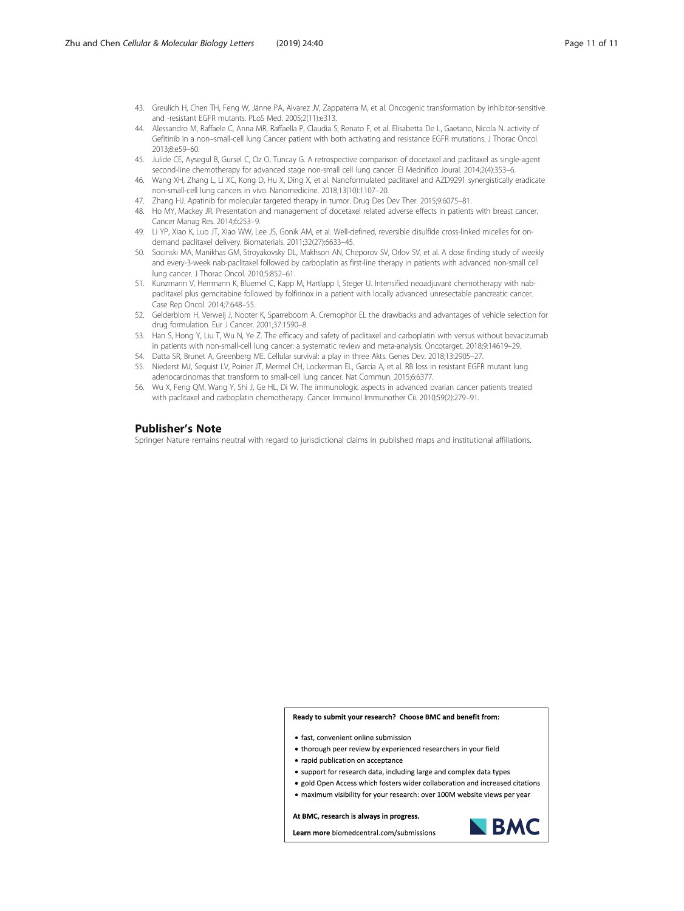43. Greulich H, Chen TH, Feng W, Jänne PA, Alvarez JV, Zappaterra M, et al. Oncogenic transformation by inhibitor-sensitive and -resistant EGFR mutants. PLoS Med. 2005;2(11):e313.
44. Alessandro M, Raffaele C, Anna MR, Raffaella P, Claudia S, Renato F, et al. Elisabetta De L, Gaetano, Nicola N. activity of Gefitinib in a non–small-cell lung Cancer patient with both activating and resistance EGFR mutations. J Thorac Oncol. 2013;8:e59–60.
45. Julide CE, Aysegul B, Gursel C, Oz O, Tuncay G. A retrospective comparison of docetaxel and paclitaxel as single-agent second-line chemotherapy for advanced stage non-small cell lung cancer. El Mednifico Joural. 2014;2(4):353–6.
46. Wang XH, Zhang L, Li XC, Kong D, Hu X, Ding X, et al. Nanoformulated paclitaxel and AZD9291 synergistically eradicate non-small-cell lung cancers in vivo. Nanomedicine. 2018;13(10):1107–20.
47. Zhang HJ. Apatinib for molecular targeted therapy in tumor. Drug Des Dev Ther. 2015;9:6075–81.
48. Ho MY, Mackey JR. Presentation and management of docetaxel related adverse effects in patients with breast cancer. Cancer Manag Res. 2014;6:253–9.
49. Li YP, Xiao K, Luo JT, Xiao WW, Lee JS, Gonik AM, et al. Well-defined, reversible disulfide cross-linked micelles for on-demand paclitaxel delivery. Biomaterials. 2011;32(27):6633–45.
50. Socinski MA, Manikhas GM, Stroyakovsky DL, Makhson AN, Cheporov SV, Orlov SV, et al. A dose finding study of weekly and every-3-week nab-paclitaxel followed by carboplatin as first-line therapy in patients with advanced non-small cell lung cancer. J Thorac Oncol. 2010;5:852–61.
51. Kunzmann V, Herrmann K, Bluemel C, Kapp M, Hartlapp I, Steger U. Intensified neoadjuvant chemotherapy with nab-paclitaxel plus gemcitabine followed by folfirinox in a patient with locally advanced unresectable pancreatic cancer. Case Rep Oncol. 2014;7:648–55.
52. Gelderblom H, Verweij J, Nooter K, Sparreboom A. Cremophor EL the drawbacks and advantages of vehicle selection for drug formulation. Eur J Cancer. 2001;37:1590–8.
53. Han S, Hong Y, Liu T, Wu N, Ye Z. The efficacy and safety of paclitaxel and carboplatin with versus without bevacizumab in patients with non-small-cell lung cancer: a systematic review and meta-analysis. Oncotarget. 2018;9:14619–29.
54. Datta SR, Brunet A, Greenberg ME. Cellular survival: a play in three Akts. Genes Dev. 2018;13:2905–27.
55. Niederst MJ, Sequist LV, Poirier JT, Mermel CH, Lockerman EL, Garcia A, et al. RB loss in resistant EGFR mutant lung adenocarcinomas that transform to small-cell lung cancer. Nat Commun. 2015;6:6377.
56. Wu X, Feng QM, Wang Y, Shi J, Ge HL, Di W. The immunologic aspects in advanced ovarian cancer patients treated with paclitaxel and carboplatin chemotherapy. Cancer Immunol Immunother Cii. 2010;59(2):279–91.

## Publisher's Note

Springer Nature remains neutral with regard to jurisdictional claims in published maps and institutional affiliations.

**Ready to submit your research? Choose BMC and benefit from:**

- fast, convenient online submission
- thorough peer review by experienced researchers in your field
- rapid publication on acceptance
- support for research data, including large and complex data types
- gold Open Access which fosters wider collaboration and increased citations
- maximum visibility for your research: over 100M website views per year

**At BMC, research is always in progress.**

**Learn more** biomedcentral.com/submissions

BMC